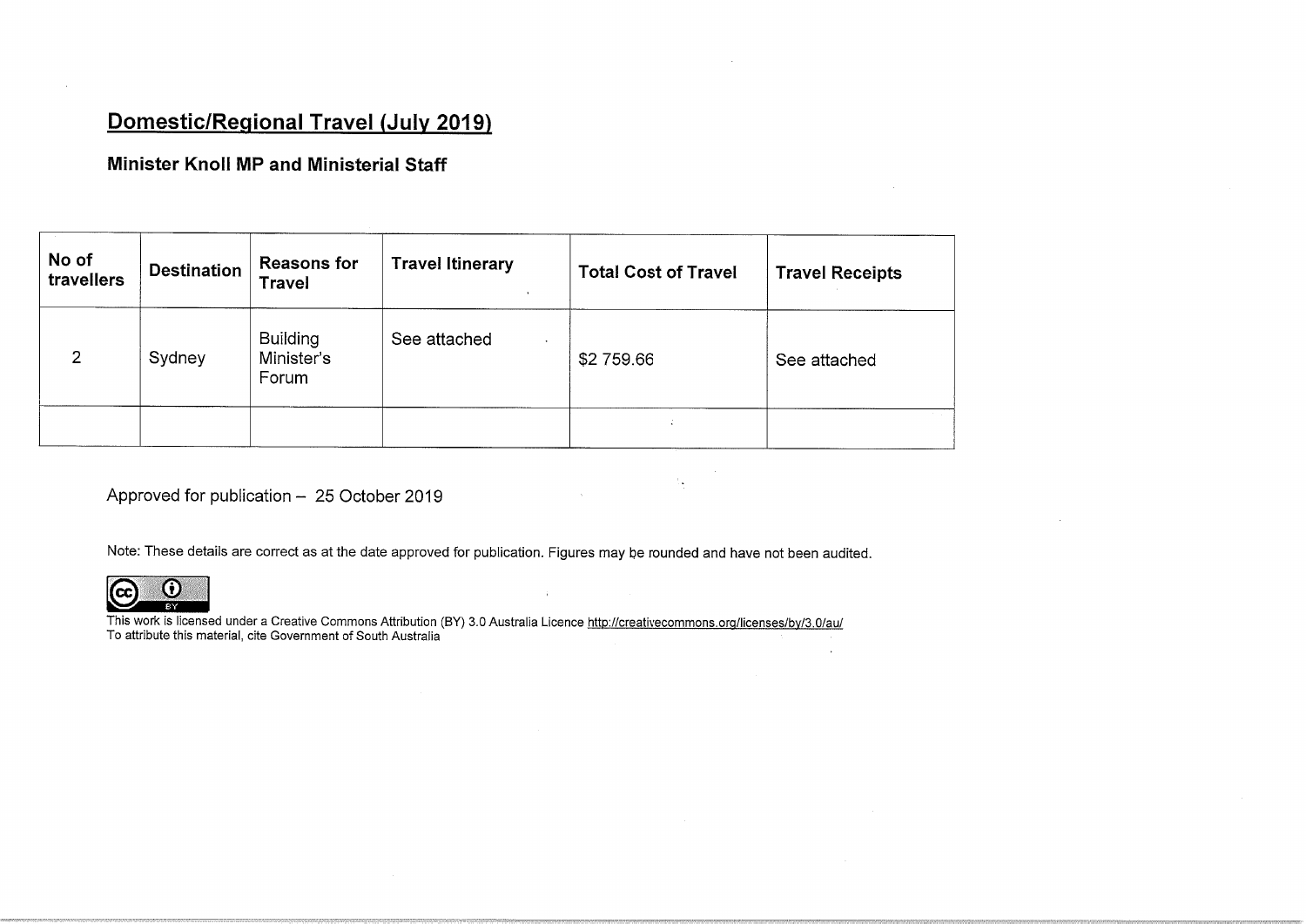## Domestic/Regional Travel (July 2019)

### Minister Knoll MP and Ministerial Staff

| No of travellers | Destination | Reasons for Travel | Travel Itinerary | Total Cost of Travel | Travel Receipts |
|---|---|---|---|---|---|
| 2 | Sydney | Building Minister's Forum | See attached | $2 759.66 | See attached |
| | | | | | |

Approved for publication – 25 October 2019

Note: These details are correct as at the date approved for publication. Figures may be rounded and have not been audited.

This work is licensed under a Creative Commons Attribution (BY) 3.0 Australia Licence http://creativecommons.org/licenses/by/3.0/au/
To attribute this material, cite Government of South Australia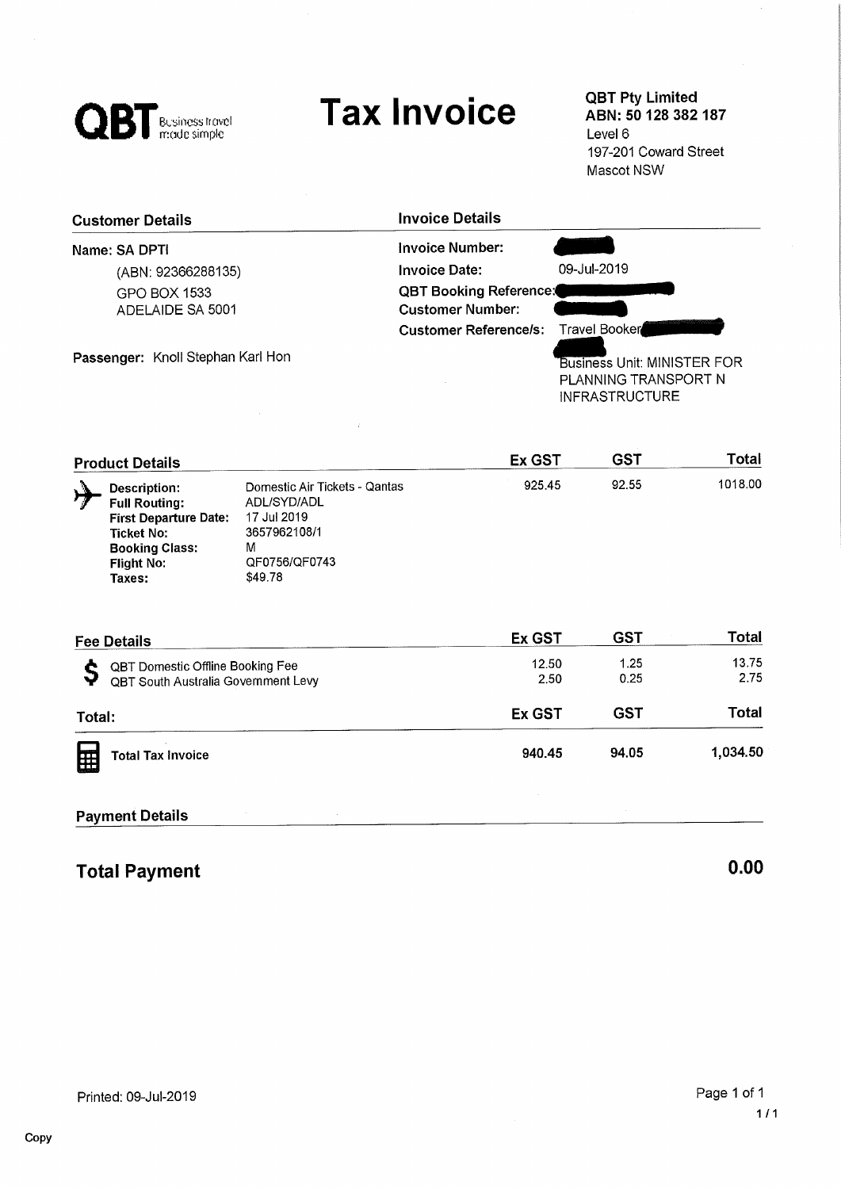**QBT** Business travel made simple

# Tax Invoice

**QBT Pty Limited**
**ABN: 50 128 382 187**
Level 6
197-201 Coward Street
Mascot NSW

## Customer Details

**Name: SA DPTI**
(ABN: 92366288135)
GPO BOX 1533
ADELAIDE SA 5001

**Passenger:** Knoll Stephan Karl Hon

## Invoice Details

**Invoice Number:**
**Invoice Date:** 09-Jul-2019
**QBT Booking Reference:**
**Customer Number:**
**Customer Reference/s:** Travel Booker
Business Unit: MINISTER FOR PLANNING TRANSPORT N INFRASTRUCTURE

## Product Details

| Product Details | | Ex GST | GST | Total |
|---|---|---|---|---|
| **Description:** | Domestic Air Tickets - Qantas | 925.45 | 92.55 | 1018.00 |
| **Full Routing:** | ADL/SYD/ADL | | | |
| **First Departure Date:** | 17 Jul 2019 | | | |
| **Ticket No:** | 3657962108/1 | | | |
| **Booking Class:** | M | | | |
| **Flight No:** | QF0756/QF0743 | | | |
| **Taxes:** | $49.78 | | | |

## Fee Details

| Fee Details | Ex GST | GST | Total |
|---|---|---|---|
| QBT Domestic Offline Booking Fee | 12.50 | 1.25 | 13.75 |
| QBT South Australia Government Levy | 2.50 | 0.25 | 2.75 |

## Total:

| Total: | Ex GST | GST | Total |
|---|---|---|---|
| **Total Tax Invoice** | **940.45** | **94.05** | **1,034.50** |

## Payment Details

## Total Payment **0.00**

Printed: 09-Jul-2019

Copy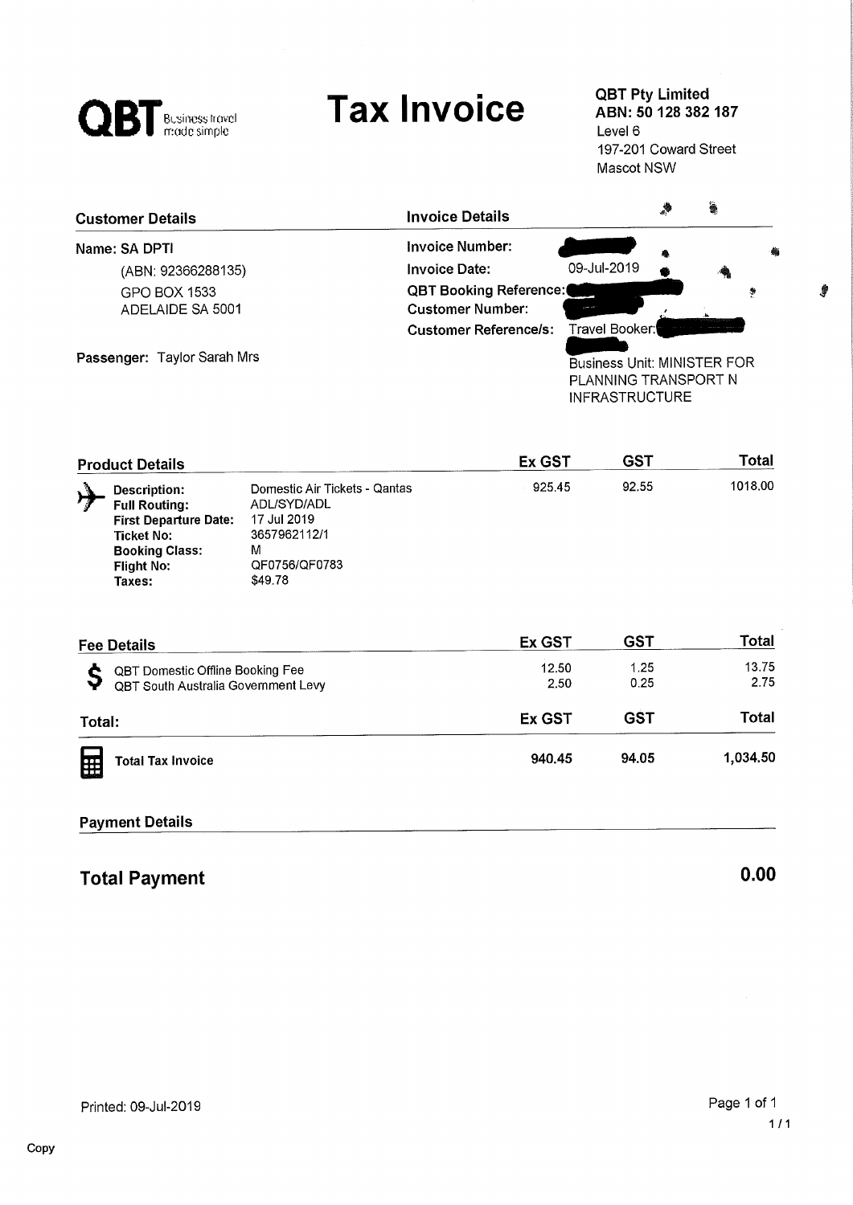# QBT Business travel made simple

# Tax Invoice

**QBT Pty Limited**
**ABN: 50 128 382 187**
Level 6
197-201 Coward Street
Mascot NSW

## Customer Details

**Name:** SA DPTI
(ABN: 92366288135)
GPO BOX 1533
ADELAIDE SA 5001

**Passenger:** Taylor Sarah Mrs

## Invoice Details

**Invoice Number:** 
**Invoice Date:** 09-Jul-2019
**QBT Booking Reference:** 
**Customer Number:** 
**Customer Reference/s:** Travel Booker: 
Business Unit: MINISTER FOR PLANNING TRANSPORT N INFRASTRUCTURE

## Product Details

| Product Details | | Ex GST | GST | Total |
|---|---|---|---|---|
| **Description:** | Domestic Air Tickets - Qantas | 925.45 | 92.55 | 1018.00 |
| **Full Routing:** | ADL/SYD/ADL | | | |
| **First Departure Date:** | 17 Jul 2019 | | | |
| **Ticket No:** | 3657962112/1 | | | |
| **Booking Class:** | M | | | |
| **Flight No:** | QF0756/QF0783 | | | |
| **Taxes:** | $49.78 | | | |

## Fee Details

| Fee Details | Ex GST | GST | Total |
|---|---|---|---|
| QBT Domestic Offline Booking Fee | 12.50 | 1.25 | 13.75 |
| QBT South Australia Government Levy | 2.50 | 0.25 | 2.75 |

## Total:

| Total: | Ex GST | GST | Total |
|---|---|---|---|
| **Total Tax Invoice** | **940.45** | **94.05** | **1,034.50** |

## Payment Details

## Total Payment **0.00**

Printed: 09-Jul-2019

Copy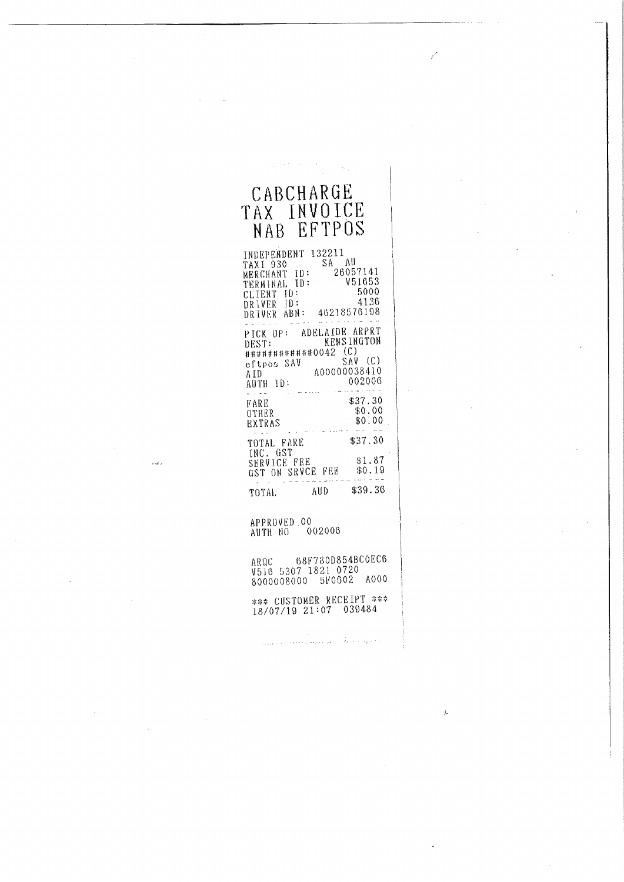# CABCHARGE
# TAX INVOICE
# NAB EFTPOS

| | |
|---|---|
| INDEPENDENT 132211 | |
| TAXI 930 | SA AU |
| MERCHANT ID: | 26057141 |
| TERMINAL ID: | V51653 |
| CLIENT ID: | 5000 |
| DRIVER ID: | 4136 |
| DRIVER ABN: | 46218576198 |

| | |
|---|---|
| PICK UP: | ADELAIDE ARPRT |
| DEST: | KENSINGTON |
| ############0042 (C) | |
| eftpos SAV | SAV (C) |
| AID | A00000038410 |
| AUTH ID: | 002006 |

| | |
|---|---|
| FARE | $37.30 |
| OTHER | $0.00 |
| EXTRAS | $0.00 |

| | |
|---|---|
| TOTAL FARE INC. GST | $37.30 |
| SERVICE FEE | $1.87 |
| GST ON SRVCE FEE | $0.19 |

| | | |
|---|---|---|
| TOTAL | AUD | $39.36 |

APPROVED 00
AUTH NO 002006

ARQC 68F780D854BC0EC6
V516 5307 1821 0720
8000008000 5F0602 A000

*** CUSTOMER RECEIPT ***
18/07/19 21:07 039484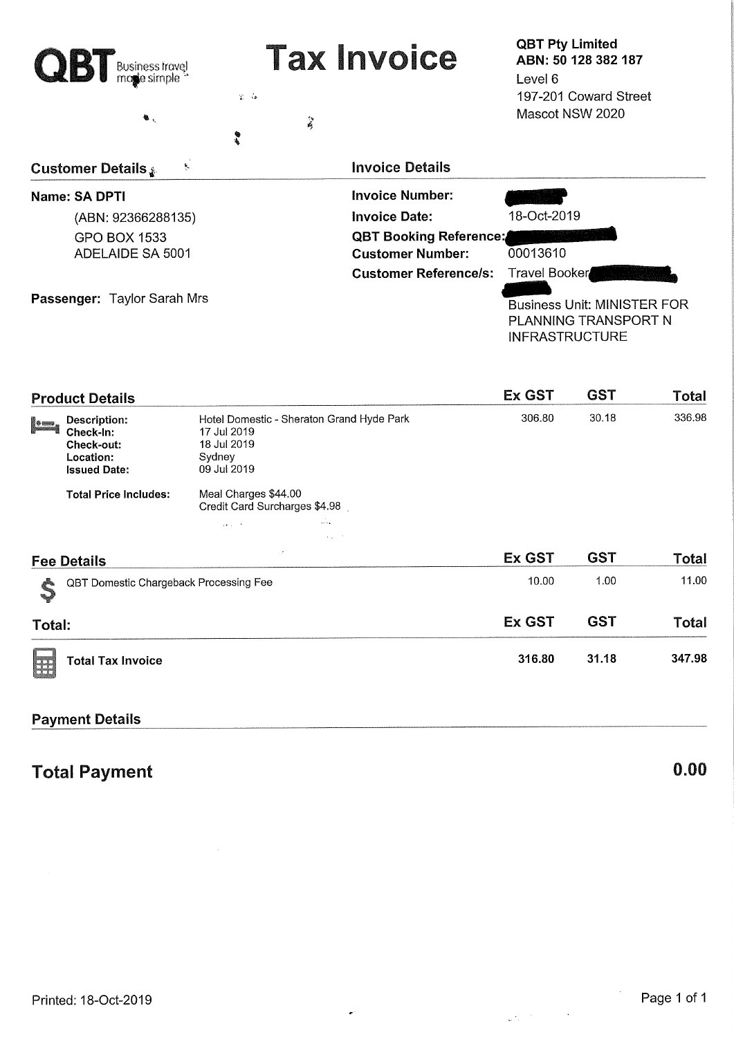**QBT** Business travel made simple

# Tax Invoice

**QBT Pty Limited**
**ABN: 50 128 382 187**
Level 6
197-201 Coward Street
Mascot NSW 2020

## Customer Details

**Name: SA DPTI**
(ABN: 92366288135)
GPO BOX 1533
ADELAIDE SA 5001

**Passenger:** Taylor Sarah Mrs

## Invoice Details

**Invoice Number:**
**Invoice Date:** 18-Oct-2019
**QBT Booking Reference:**
**Customer Number:** 00013610
**Customer Reference/s:** Travel Booker

Business Unit: MINISTER FOR PLANNING TRANSPORT N INFRASTRUCTURE

## Product Details

| | | Ex GST | GST | Total |
|---|---|---|---|---|
| **Description:** | Hotel Domestic - Sheraton Grand Hyde Park | 306.80 | 30.18 | 336.98 |
| **Check-In:** | 17 Jul 2019 | | | |
| **Check-out:** | 18 Jul 2019 | | | |
| **Location:** | Sydney | | | |
| **Issued Date:** | 09 Jul 2019 | | | |
| **Total Price Includes:** | Meal Charges $44.00<br>Credit Card Surcharges $4.98 | | | |

## Fee Details

| | Ex GST | GST | Total |
|---|---|---|---|
| QBT Domestic Chargeback Processing Fee | 10.00 | 1.00 | 11.00 |

## Total:

| | Ex GST | GST | Total |
|---|---|---|---|
| **Total Tax Invoice** | **316.80** | **31.18** | **347.98** |

## Payment Details

## Total Payment **0.00**

Printed: 18-Oct-2019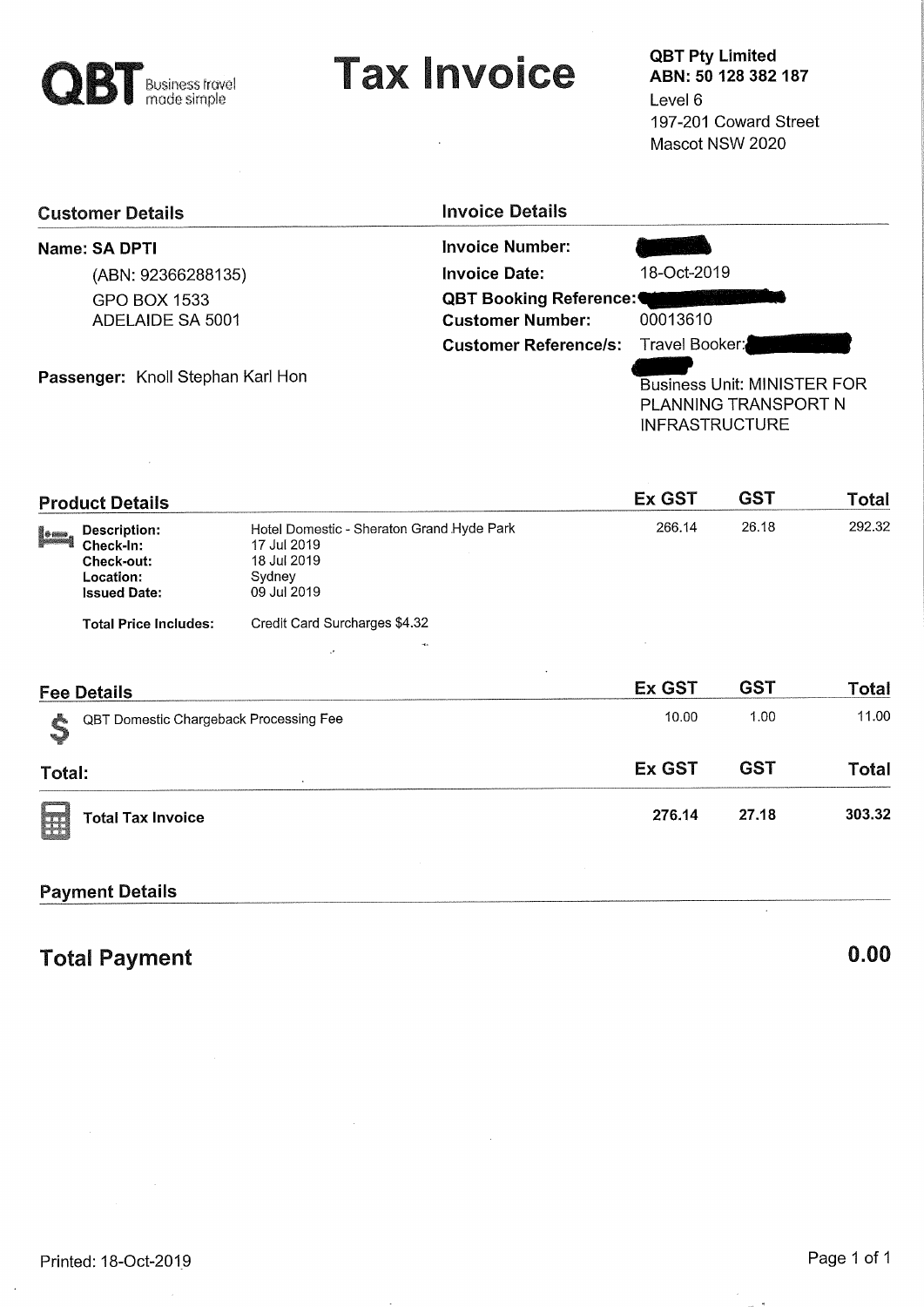**QBT** Business travel made simple

# Tax Invoice

**QBT Pty Limited**
**ABN: 50 128 382 187**
Level 6
197-201 Coward Street
Mascot NSW 2020

## Customer Details

**Name: SA DPTI**
(ABN: 92366288135)
GPO BOX 1533
ADELAIDE SA 5001

**Passenger:** Knoll Stephan Karl Hon

## Invoice Details

**Invoice Number:**
**Invoice Date:** 18-Oct-2019
**QBT Booking Reference:**
**Customer Number:** 00013610
**Customer Reference/s:** Travel Booker:
Business Unit: MINISTER FOR PLANNING TRANSPORT N INFRASTRUCTURE

## Product Details

| | | Ex GST | GST | Total |
|---|---|---|---|---|
| **Description:** | Hotel Domestic - Sheraton Grand Hyde Park | 266.14 | 26.18 | 292.32 |
| **Check-In:** | 17 Jul 2019 | | | |
| **Check-out:** | 18 Jul 2019 | | | |
| **Location:** | Sydney | | | |
| **Issued Date:** | 09 Jul 2019 | | | |
| **Total Price Includes:** | Credit Card Surcharges $4.32 | | | |

## Fee Details

| | Ex GST | GST | Total |
|---|---|---|---|
| QBT Domestic Chargeback Processing Fee | 10.00 | 1.00 | 11.00 |

## Total:

| | Ex GST | GST | Total |
|---|---|---|---|
| **Total Tax Invoice** | **276.14** | **27.18** | **303.32** |

## Payment Details

## Total Payment **0.00**

Printed: 18-Oct-2019